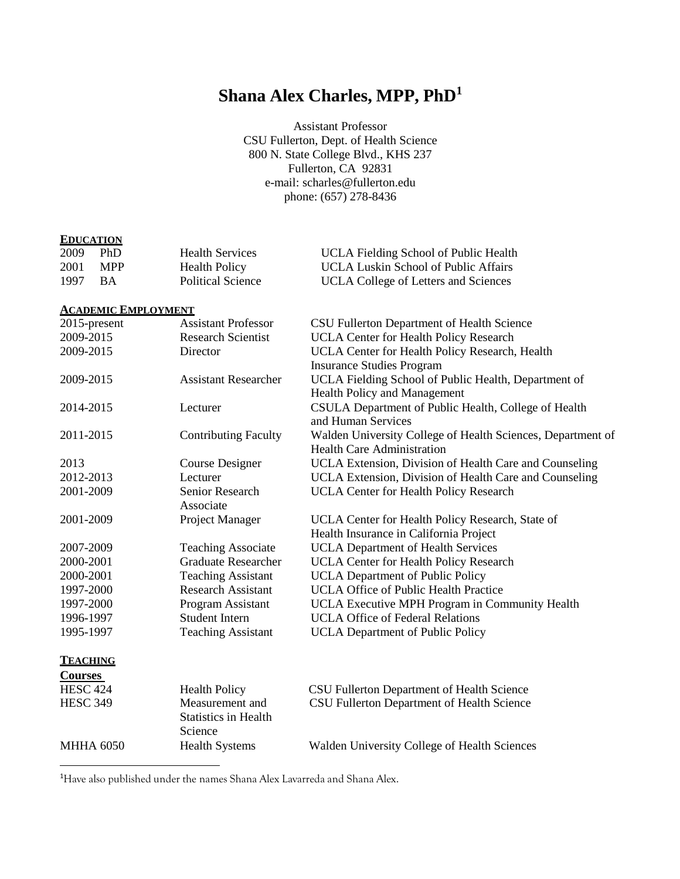# Shana Alex Charles, MPP, PhD[1]

Assistant Professor
CSU Fullerton, Dept. of Health Science
800 N. State College Blvd., KHS 237
Fullerton, CA 92831
e-mail: scharles@fullerton.edu
phone: (657) 278-8436

## EDUCATION

| | | | |
|---|---|---|---|
| 2009 | PhD | Health Services | UCLA Fielding School of Public Health |
| 2001 | MPP | Health Policy | UCLA Luskin School of Public Affairs |
| 1997 | BA | Political Science | UCLA College of Letters and Sciences |

## ACADEMIC EMPLOYMENT

| | | |
|---|---|---|
| 2015-present | Assistant Professor | CSU Fullerton Department of Health Science |
| 2009-2015 | Research Scientist | UCLA Center for Health Policy Research |
| 2009-2015 | Director | UCLA Center for Health Policy Research, Health Insurance Studies Program |
| 2009-2015 | Assistant Researcher | UCLA Fielding School of Public Health, Department of Health Policy and Management |
| 2014-2015 | Lecturer | CSULA Department of Public Health, College of Health and Human Services |
| 2011-2015 | Contributing Faculty | Walden University College of Health Sciences, Department of Health Care Administration |
| 2013 | Course Designer | UCLA Extension, Division of Health Care and Counseling |
| 2012-2013 | Lecturer | UCLA Extension, Division of Health Care and Counseling |
| 2001-2009 | Senior Research Associate | UCLA Center for Health Policy Research |
| 2001-2009 | Project Manager | UCLA Center for Health Policy Research, State of Health Insurance in California Project |
| 2007-2009 | Teaching Associate | UCLA Department of Health Services |
| 2000-2001 | Graduate Researcher | UCLA Center for Health Policy Research |
| 2000-2001 | Teaching Assistant | UCLA Department of Public Policy |
| 1997-2000 | Research Assistant | UCLA Office of Public Health Practice |
| 1997-2000 | Program Assistant | UCLA Executive MPH Program in Community Health |
| 1996-1997 | Student Intern | UCLA Office of Federal Relations |
| 1995-1997 | Teaching Assistant | UCLA Department of Public Policy |

## TEACHING

### Courses

| | | |
|---|---|---|
| HESC 424 | Health Policy | CSU Fullerton Department of Health Science |
| HESC 349 | Measurement and Statistics in Health Science | CSU Fullerton Department of Health Science |
| MHHA 6050 | Health Systems | Walden University College of Health Sciences |

---

[1] Have also published under the names Shana Alex Lavarreda and Shana Alex.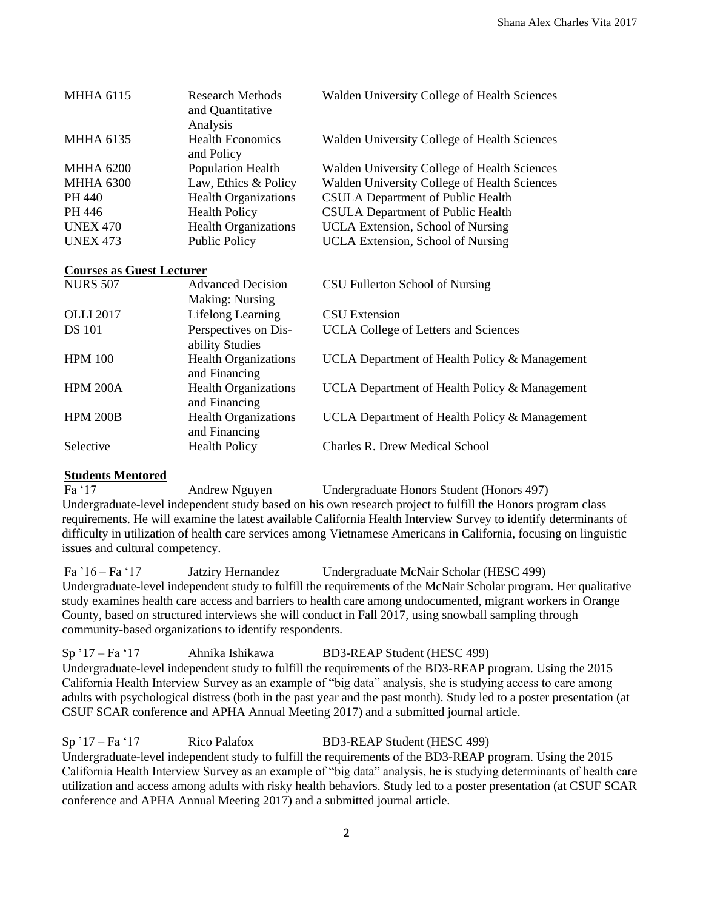| | | |
|---|---|---|
| MHHA 6115 | Research Methods and Quantitative Analysis | Walden University College of Health Sciences |
| MHHA 6135 | Health Economics and Policy | Walden University College of Health Sciences |
| MHHA 6200 | Population Health | Walden University College of Health Sciences |
| MHHA 6300 | Law, Ethics & Policy | Walden University College of Health Sciences |
| PH 440 | Health Organizations | CSULA Department of Public Health |
| PH 446 | Health Policy | CSULA Department of Public Health |
| UNEX 470 | Health Organizations | UCLA Extension, School of Nursing |
| UNEX 473 | Public Policy | UCLA Extension, School of Nursing |

**Courses as Guest Lecturer**

| | | |
|---|---|---|
| NURS 507 | Advanced Decision Making: Nursing | CSU Fullerton School of Nursing |
| OLLI 2017 | Lifelong Learning | CSU Extension |
| DS 101 | Perspectives on Disability Studies | UCLA College of Letters and Sciences |
| HPM 100 | Health Organizations and Financing | UCLA Department of Health Policy & Management |
| HPM 200A | Health Organizations and Financing | UCLA Department of Health Policy & Management |
| HPM 200B | Health Organizations and Financing | UCLA Department of Health Policy & Management |
| Selective | Health Policy | Charles R. Drew Medical School |

**Students Mentored**

Fa '17 — Andrew Nguyen — Undergraduate Honors Student (Honors 497)
Undergraduate-level independent study based on his own research project to fulfill the Honors program class requirements. He will examine the latest available California Health Interview Survey to identify determinants of difficulty in utilization of health care services among Vietnamese Americans in California, focusing on linguistic issues and cultural competency.

Fa '16 – Fa '17 — Jatziry Hernandez — Undergraduate McNair Scholar (HESC 499)
Undergraduate-level independent study to fulfill the requirements of the McNair Scholar program. Her qualitative study examines health care access and barriers to health care among undocumented, migrant workers in Orange County, based on structured interviews she will conduct in Fall 2017, using snowball sampling through community-based organizations to identify respondents.

Sp '17 – Fa '17 — Ahnika Ishikawa — BD3-REAP Student (HESC 499)
Undergraduate-level independent study to fulfill the requirements of the BD3-REAP program. Using the 2015 California Health Interview Survey as an example of "big data" analysis, she is studying access to care among adults with psychological distress (both in the past year and the past month). Study led to a poster presentation (at CSUF SCAR conference and APHA Annual Meeting 2017) and a submitted journal article.

Sp '17 – Fa '17 — Rico Palafox — BD3-REAP Student (HESC 499)
Undergraduate-level independent study to fulfill the requirements of the BD3-REAP program. Using the 2015 California Health Interview Survey as an example of "big data" analysis, he is studying determinants of health care utilization and access among adults with risky health behaviors. Study led to a poster presentation (at CSUF SCAR conference and APHA Annual Meeting 2017) and a submitted journal article.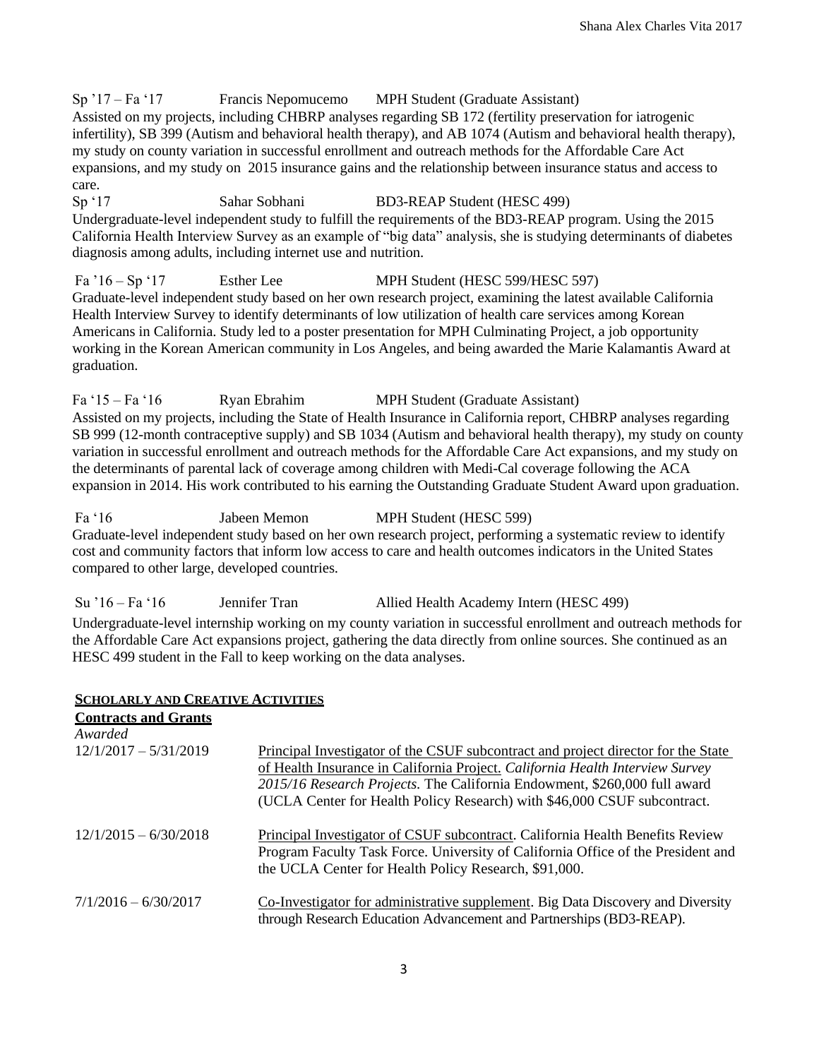Sp ’17 – Fa ‘17 Francis Nepomucemo MPH Student (Graduate Assistant)
Assisted on my projects, including CHBRP analyses regarding SB 172 (fertility preservation for iatrogenic infertility), SB 399 (Autism and behavioral health therapy), and AB 1074 (Autism and behavioral health therapy), my study on county variation in successful enrollment and outreach methods for the Affordable Care Act expansions, and my study on 2015 insurance gains and the relationship between insurance status and access to care.

Sp ‘17 Sahar Sobhani BD3-REAP Student (HESC 499)
Undergraduate-level independent study to fulfill the requirements of the BD3-REAP program. Using the 2015 California Health Interview Survey as an example of “big data” analysis, she is studying determinants of diabetes diagnosis among adults, including internet use and nutrition.

Fa ’16 – Sp ‘17 Esther Lee MPH Student (HESC 599/HESC 597)
Graduate-level independent study based on her own research project, examining the latest available California Health Interview Survey to identify determinants of low utilization of health care services among Korean Americans in California. Study led to a poster presentation for MPH Culminating Project, a job opportunity working in the Korean American community in Los Angeles, and being awarded the Marie Kalamantis Award at graduation.

Fa ‘15 – Fa ‘16 Ryan Ebrahim MPH Student (Graduate Assistant)
Assisted on my projects, including the State of Health Insurance in California report, CHBRP analyses regarding SB 999 (12-month contraceptive supply) and SB 1034 (Autism and behavioral health therapy), my study on county variation in successful enrollment and outreach methods for the Affordable Care Act expansions, and my study on the determinants of parental lack of coverage among children with Medi-Cal coverage following the ACA expansion in 2014. His work contributed to his earning the Outstanding Graduate Student Award upon graduation.

Fa ‘16 Jabeen Memon MPH Student (HESC 599)
Graduate-level independent study based on her own research project, performing a systematic review to identify cost and community factors that inform low access to care and health outcomes indicators in the United States compared to other large, developed countries.

Su ’16 – Fa ‘16 Jennifer Tran Allied Health Academy Intern (HESC 499)
Undergraduate-level internship working on my county variation in successful enrollment and outreach methods for the Affordable Care Act expansions project, gathering the data directly from online sources. She continued as an HESC 499 student in the Fall to keep working on the data analyses.

## SCHOLARLY AND CREATIVE ACTIVITIES

### Contracts and Grants

*Awarded*

12/1/2017 – 5/31/2019 Principal Investigator of the CSUF subcontract and project director for the State of Health Insurance in California Project. *California Health Interview Survey 2015/16 Research Projects.* The California Endowment, $260,000 full award (UCLA Center for Health Policy Research) with $46,000 CSUF subcontract.

12/1/2015 – 6/30/2018 Principal Investigator of CSUF subcontract. California Health Benefits Review Program Faculty Task Force. University of California Office of the President and the UCLA Center for Health Policy Research, $91,000.

7/1/2016 – 6/30/2017 Co-Investigator for administrative supplement. Big Data Discovery and Diversity through Research Education Advancement and Partnerships (BD3-REAP).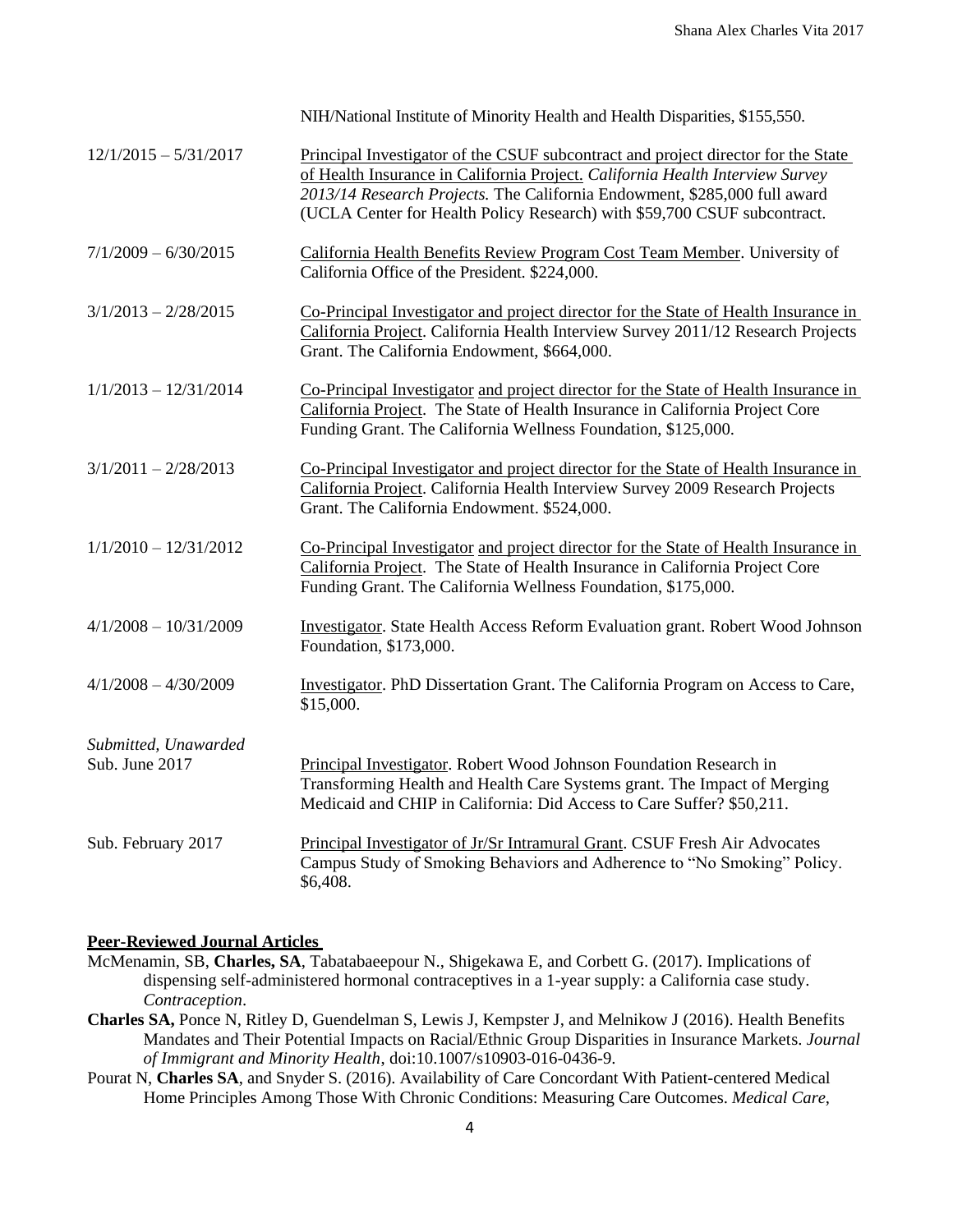NIH/National Institute of Minority Health and Health Disparities, $155,550.

12/1/2015 – 5/31/2017 — Principal Investigator of the CSUF subcontract and project director for the State of Health Insurance in California Project. *California Health Interview Survey 2013/14 Research Projects.* The California Endowment, $285,000 full award (UCLA Center for Health Policy Research) with $59,700 CSUF subcontract.

7/1/2009 – 6/30/2015 — California Health Benefits Review Program Cost Team Member. University of California Office of the President. $224,000.

3/1/2013 – 2/28/2015 — Co-Principal Investigator and project director for the State of Health Insurance in California Project. California Health Interview Survey 2011/12 Research Projects Grant. The California Endowment, $664,000.

1/1/2013 – 12/31/2014 — Co-Principal Investigator and project director for the State of Health Insurance in California Project. The State of Health Insurance in California Project Core Funding Grant. The California Wellness Foundation, $125,000.

3/1/2011 – 2/28/2013 — Co-Principal Investigator and project director for the State of Health Insurance in California Project. California Health Interview Survey 2009 Research Projects Grant. The California Endowment. $524,000.

1/1/2010 – 12/31/2012 — Co-Principal Investigator and project director for the State of Health Insurance in California Project. The State of Health Insurance in California Project Core Funding Grant. The California Wellness Foundation, $175,000.

4/1/2008 – 10/31/2009 — Investigator. State Health Access Reform Evaluation grant. Robert Wood Johnson Foundation, $173,000.

4/1/2008 – 4/30/2009 — Investigator. PhD Dissertation Grant. The California Program on Access to Care, $15,000.

*Submitted, Unawarded*

Sub. June 2017 — Principal Investigator. Robert Wood Johnson Foundation Research in Transforming Health and Health Care Systems grant. The Impact of Merging Medicaid and CHIP in California: Did Access to Care Suffer? $50,211.

Sub. February 2017 — Principal Investigator of Jr/Sr Intramural Grant. CSUF Fresh Air Advocates Campus Study of Smoking Behaviors and Adherence to "No Smoking" Policy. $6,408.

## Peer-Reviewed Journal Articles

McMenamin, SB, **Charles, SA**, Tabatabaeepour N., Shigekawa E, and Corbett G. (2017). Implications of dispensing self-administered hormonal contraceptives in a 1-year supply: a California case study. *Contraception*.

**Charles SA,** Ponce N, Ritley D, Guendelman S, Lewis J, Kempster J, and Melnikow J (2016). Health Benefits Mandates and Their Potential Impacts on Racial/Ethnic Group Disparities in Insurance Markets. *Journal of Immigrant and Minority Health*, doi:10.1007/s10903-016-0436-9.

Pourat N, **Charles SA**, and Snyder S. (2016). Availability of Care Concordant With Patient-centered Medical Home Principles Among Those With Chronic Conditions: Measuring Care Outcomes. *Medical Care*,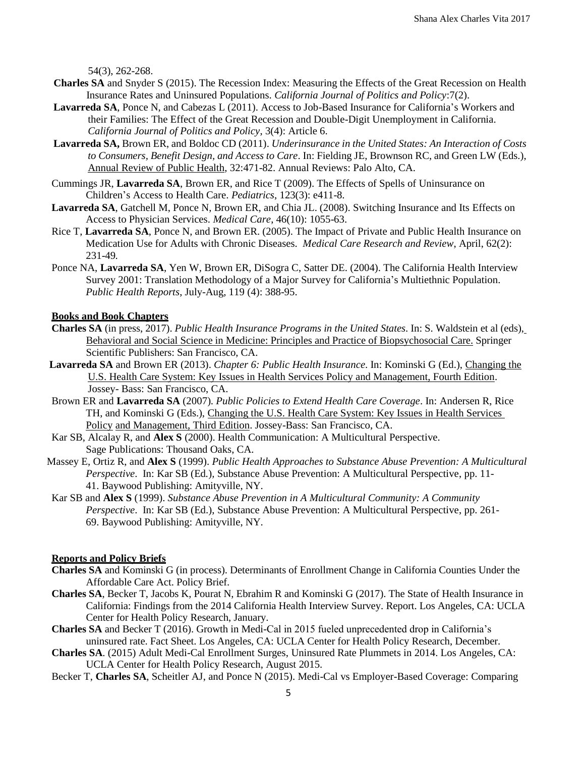54(3), 262-268.

**Charles SA** and Snyder S (2015). The Recession Index: Measuring the Effects of the Great Recession on Health Insurance Rates and Uninsured Populations. *California Journal of Politics and Policy*:7(2).

**Lavarreda SA**, Ponce N, and Cabezas L (2011). Access to Job-Based Insurance for California's Workers and their Families: The Effect of the Great Recession and Double-Digit Unemployment in California. *California Journal of Politics and Policy*, 3(4): Article 6.

**Lavarreda SA,** Brown ER, and Boldoc CD (2011). *Underinsurance in the United States: An Interaction of Costs to Consumers, Benefit Design, and Access to Care*. In: Fielding JE, Brownson RC, and Green LW (Eds.), Annual Review of Public Health, 32:471-82. Annual Reviews: Palo Alto, CA.

Cummings JR, **Lavarreda SA**, Brown ER, and Rice T (2009). The Effects of Spells of Uninsurance on Children's Access to Health Care. *Pediatrics*, 123(3): e411-8.

**Lavarreda SA**, Gatchell M, Ponce N, Brown ER, and Chia JL. (2008). Switching Insurance and Its Effects on Access to Physician Services. *Medical Care*, 46(10): 1055-63.

Rice T, **Lavarreda SA**, Ponce N, and Brown ER. (2005). The Impact of Private and Public Health Insurance on Medication Use for Adults with Chronic Diseases. *Medical Care Research and Review*, April, 62(2): 231-49.

Ponce NA, **Lavarreda SA**, Yen W, Brown ER, DiSogra C, Satter DE. (2004). The California Health Interview Survey 2001: Translation Methodology of a Major Survey for California's Multiethnic Population. *Public Health Reports*, July-Aug, 119 (4): 388-95.

## Books and Book Chapters

**Charles SA** (in press, 2017). *Public Health Insurance Programs in the United States*. In: S. Waldstein et al (eds), Behavioral and Social Science in Medicine: Principles and Practice of Biopsychosocial Care. Springer Scientific Publishers: San Francisco, CA.

**Lavarreda SA** and Brown ER (2013). *Chapter 6: Public Health Insurance*. In: Kominski G (Ed.), Changing the U.S. Health Care System: Key Issues in Health Services Policy and Management, Fourth Edition. Jossey- Bass: San Francisco, CA.

Brown ER and **Lavarreda SA** (2007). *Public Policies to Extend Health Care Coverage*. In: Andersen R, Rice TH, and Kominski G (Eds.), Changing the U.S. Health Care System: Key Issues in Health Services Policy and Management, Third Edition. Jossey-Bass: San Francisco, CA.

Kar SB, Alcalay R, and **Alex S** (2000). Health Communication: A Multicultural Perspective. Sage Publications: Thousand Oaks, CA.

Massey E, Ortiz R, and **Alex S** (1999). *Public Health Approaches to Substance Abuse Prevention: A Multicultural Perspective*. In: Kar SB (Ed.), Substance Abuse Prevention: A Multicultural Perspective, pp. 11-41. Baywood Publishing: Amityville, NY.

Kar SB and **Alex S** (1999). *Substance Abuse Prevention in A Multicultural Community: A Community Perspective*. In: Kar SB (Ed.), Substance Abuse Prevention: A Multicultural Perspective, pp. 261-69. Baywood Publishing: Amityville, NY.

## Reports and Policy Briefs

**Charles SA** and Kominski G (in process). Determinants of Enrollment Change in California Counties Under the Affordable Care Act. Policy Brief.

**Charles SA**, Becker T, Jacobs K, Pourat N, Ebrahim R and Kominski G (2017). The State of Health Insurance in California: Findings from the 2014 California Health Interview Survey. Report. Los Angeles, CA: UCLA Center for Health Policy Research, January.

**Charles SA** and Becker T (2016). Growth in Medi-Cal in 2015 fueled unprecedented drop in California's uninsured rate. Fact Sheet. Los Angeles, CA: UCLA Center for Health Policy Research, December.

**Charles SA**. (2015) Adult Medi-Cal Enrollment Surges, Uninsured Rate Plummets in 2014. Los Angeles, CA: UCLA Center for Health Policy Research, August 2015.

Becker T, **Charles SA**, Scheitler AJ, and Ponce N (2015). Medi-Cal vs Employer-Based Coverage: Comparing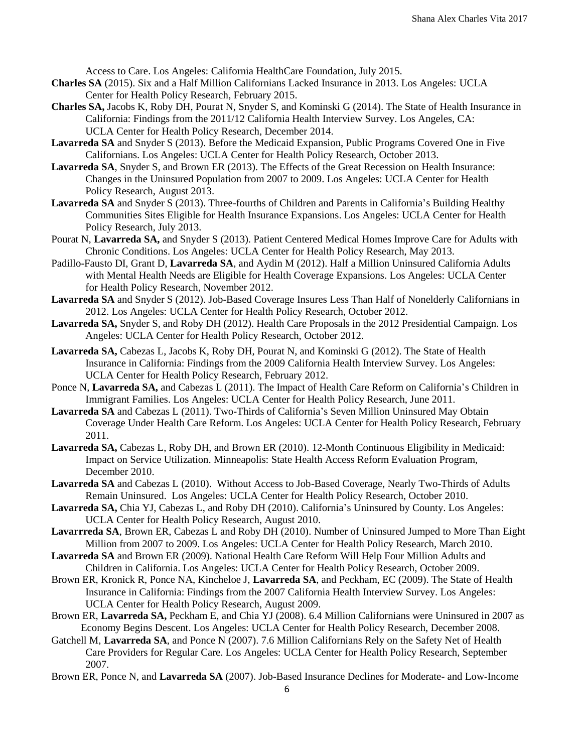Access to Care. Los Angeles: California HealthCare Foundation, July 2015.

**Charles SA** (2015). Six and a Half Million Californians Lacked Insurance in 2013. Los Angeles: UCLA Center for Health Policy Research, February 2015.

**Charles SA,** Jacobs K, Roby DH, Pourat N, Snyder S, and Kominski G (2014). The State of Health Insurance in California: Findings from the 2011/12 California Health Interview Survey. Los Angeles, CA: UCLA Center for Health Policy Research, December 2014.

**Lavarreda SA** and Snyder S (2013). Before the Medicaid Expansion, Public Programs Covered One in Five Californians. Los Angeles: UCLA Center for Health Policy Research, October 2013.

**Lavarreda SA**, Snyder S, and Brown ER (2013). The Effects of the Great Recession on Health Insurance: Changes in the Uninsured Population from 2007 to 2009. Los Angeles: UCLA Center for Health Policy Research, August 2013.

**Lavarreda SA** and Snyder S (2013). Three-fourths of Children and Parents in California's Building Healthy Communities Sites Eligible for Health Insurance Expansions. Los Angeles: UCLA Center for Health Policy Research, July 2013.

Pourat N, **Lavarreda SA,** and Snyder S (2013). Patient Centered Medical Homes Improve Care for Adults with Chronic Conditions. Los Angeles: UCLA Center for Health Policy Research, May 2013.

Padillo-Fausto DI, Grant D, **Lavarreda SA**, and Aydin M (2012). Half a Million Uninsured California Adults with Mental Health Needs are Eligible for Health Coverage Expansions. Los Angeles: UCLA Center for Health Policy Research, November 2012.

**Lavarreda SA** and Snyder S (2012). Job-Based Coverage Insures Less Than Half of Nonelderly Californians in 2012. Los Angeles: UCLA Center for Health Policy Research, October 2012.

**Lavarreda SA,** Snyder S, and Roby DH (2012). Health Care Proposals in the 2012 Presidential Campaign. Los Angeles: UCLA Center for Health Policy Research, October 2012.

**Lavarreda SA,** Cabezas L, Jacobs K, Roby DH, Pourat N, and Kominski G (2012). The State of Health Insurance in California: Findings from the 2009 California Health Interview Survey. Los Angeles: UCLA Center for Health Policy Research, February 2012.

Ponce N, **Lavarreda SA,** and Cabezas L (2011). The Impact of Health Care Reform on California's Children in Immigrant Families. Los Angeles: UCLA Center for Health Policy Research, June 2011.

**Lavarreda SA** and Cabezas L (2011). Two-Thirds of California's Seven Million Uninsured May Obtain Coverage Under Health Care Reform. Los Angeles: UCLA Center for Health Policy Research, February 2011.

**Lavarreda SA,** Cabezas L, Roby DH, and Brown ER (2010). 12-Month Continuous Eligibility in Medicaid: Impact on Service Utilization. Minneapolis: State Health Access Reform Evaluation Program, December 2010.

**Lavarreda SA** and Cabezas L (2010). Without Access to Job-Based Coverage, Nearly Two-Thirds of Adults Remain Uninsured. Los Angeles: UCLA Center for Health Policy Research, October 2010.

**Lavarreda SA,** Chia YJ, Cabezas L, and Roby DH (2010). California's Uninsured by County. Los Angeles: UCLA Center for Health Policy Research, August 2010.

**Lavarrreda SA**, Brown ER, Cabezas L and Roby DH (2010). Number of Uninsured Jumped to More Than Eight Million from 2007 to 2009. Los Angeles: UCLA Center for Health Policy Research, March 2010.

**Lavarreda SA** and Brown ER (2009). National Health Care Reform Will Help Four Million Adults and Children in California. Los Angeles: UCLA Center for Health Policy Research, October 2009.

Brown ER, Kronick R, Ponce NA, Kincheloe J, **Lavarreda SA**, and Peckham, EC (2009). The State of Health Insurance in California: Findings from the 2007 California Health Interview Survey. Los Angeles: UCLA Center for Health Policy Research, August 2009.

Brown ER, **Lavarreda SA,** Peckham E, and Chia YJ (2008). 6.4 Million Californians were Uninsured in 2007 as Economy Begins Descent. Los Angeles: UCLA Center for Health Policy Research, December 2008.

Gatchell M, **Lavarreda SA**, and Ponce N (2007). 7.6 Million Californians Rely on the Safety Net of Health Care Providers for Regular Care. Los Angeles: UCLA Center for Health Policy Research, September 2007.

Brown ER, Ponce N, and **Lavarreda SA** (2007). Job-Based Insurance Declines for Moderate- and Low-Income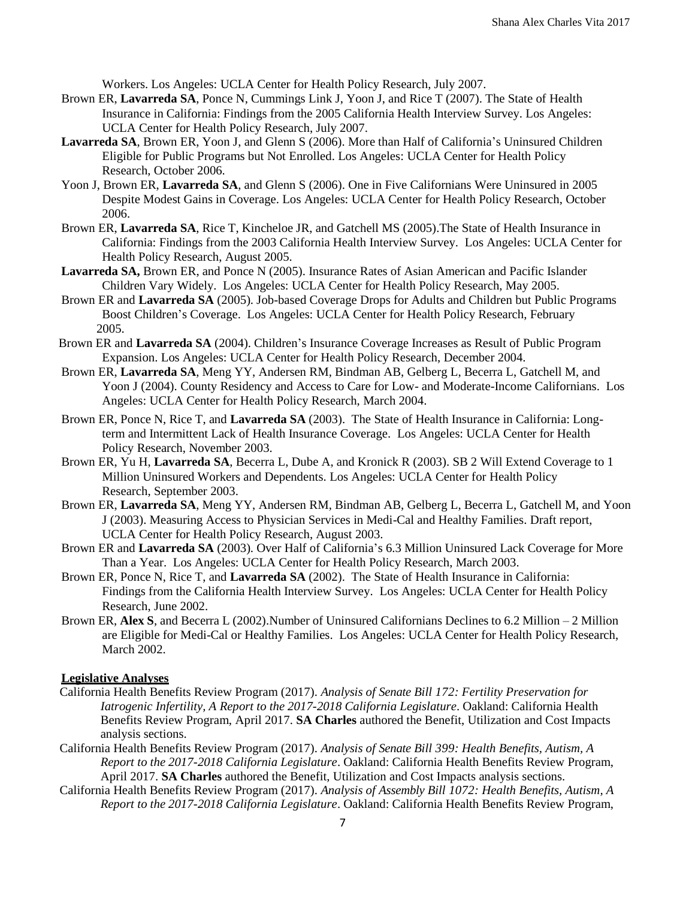Workers. Los Angeles: UCLA Center for Health Policy Research, July 2007.

Brown ER, **Lavarreda SA**, Ponce N, Cummings Link J, Yoon J, and Rice T (2007). The State of Health Insurance in California: Findings from the 2005 California Health Interview Survey. Los Angeles: UCLA Center for Health Policy Research, July 2007.

**Lavarreda SA**, Brown ER, Yoon J, and Glenn S (2006). More than Half of California's Uninsured Children Eligible for Public Programs but Not Enrolled. Los Angeles: UCLA Center for Health Policy Research, October 2006.

Yoon J, Brown ER, **Lavarreda SA**, and Glenn S (2006). One in Five Californians Were Uninsured in 2005 Despite Modest Gains in Coverage. Los Angeles: UCLA Center for Health Policy Research, October 2006.

Brown ER, **Lavarreda SA**, Rice T, Kincheloe JR, and Gatchell MS (2005).The State of Health Insurance in California: Findings from the 2003 California Health Interview Survey. Los Angeles: UCLA Center for Health Policy Research, August 2005.

**Lavarreda SA,** Brown ER, and Ponce N (2005). Insurance Rates of Asian American and Pacific Islander Children Vary Widely. Los Angeles: UCLA Center for Health Policy Research, May 2005.

Brown ER and **Lavarreda SA** (2005). Job-based Coverage Drops for Adults and Children but Public Programs Boost Children's Coverage. Los Angeles: UCLA Center for Health Policy Research, February 2005.

Brown ER and **Lavarreda SA** (2004). Children's Insurance Coverage Increases as Result of Public Program Expansion. Los Angeles: UCLA Center for Health Policy Research, December 2004.

Brown ER, **Lavarreda SA**, Meng YY, Andersen RM, Bindman AB, Gelberg L, Becerra L, Gatchell M, and Yoon J (2004). County Residency and Access to Care for Low- and Moderate-Income Californians. Los Angeles: UCLA Center for Health Policy Research, March 2004.

Brown ER, Ponce N, Rice T, and **Lavarreda SA** (2003). The State of Health Insurance in California: Long-term and Intermittent Lack of Health Insurance Coverage. Los Angeles: UCLA Center for Health Policy Research, November 2003.

Brown ER, Yu H, **Lavarreda SA**, Becerra L, Dube A, and Kronick R (2003). SB 2 Will Extend Coverage to 1 Million Uninsured Workers and Dependents. Los Angeles: UCLA Center for Health Policy Research, September 2003.

Brown ER, **Lavarreda SA**, Meng YY, Andersen RM, Bindman AB, Gelberg L, Becerra L, Gatchell M, and Yoon J (2003). Measuring Access to Physician Services in Medi-Cal and Healthy Families. Draft report, UCLA Center for Health Policy Research, August 2003.

Brown ER and **Lavarreda SA** (2003). Over Half of California's 6.3 Million Uninsured Lack Coverage for More Than a Year. Los Angeles: UCLA Center for Health Policy Research, March 2003.

Brown ER, Ponce N, Rice T, and **Lavarreda SA** (2002). The State of Health Insurance in California: Findings from the California Health Interview Survey. Los Angeles: UCLA Center for Health Policy Research, June 2002.

Brown ER, **Alex S**, and Becerra L (2002).Number of Uninsured Californians Declines to 6.2 Million – 2 Million are Eligible for Medi-Cal or Healthy Families. Los Angeles: UCLA Center for Health Policy Research, March 2002.

## Legislative Analyses

California Health Benefits Review Program (2017). *Analysis of Senate Bill 172: Fertility Preservation for Iatrogenic Infertility, A Report to the 2017-2018 California Legislature*. Oakland: California Health Benefits Review Program, April 2017. **SA Charles** authored the Benefit, Utilization and Cost Impacts analysis sections.

California Health Benefits Review Program (2017). *Analysis of Senate Bill 399: Health Benefits, Autism, A Report to the 2017-2018 California Legislature*. Oakland: California Health Benefits Review Program, April 2017. **SA Charles** authored the Benefit, Utilization and Cost Impacts analysis sections.

California Health Benefits Review Program (2017). *Analysis of Assembly Bill 1072: Health Benefits, Autism, A Report to the 2017-2018 California Legislature*. Oakland: California Health Benefits Review Program,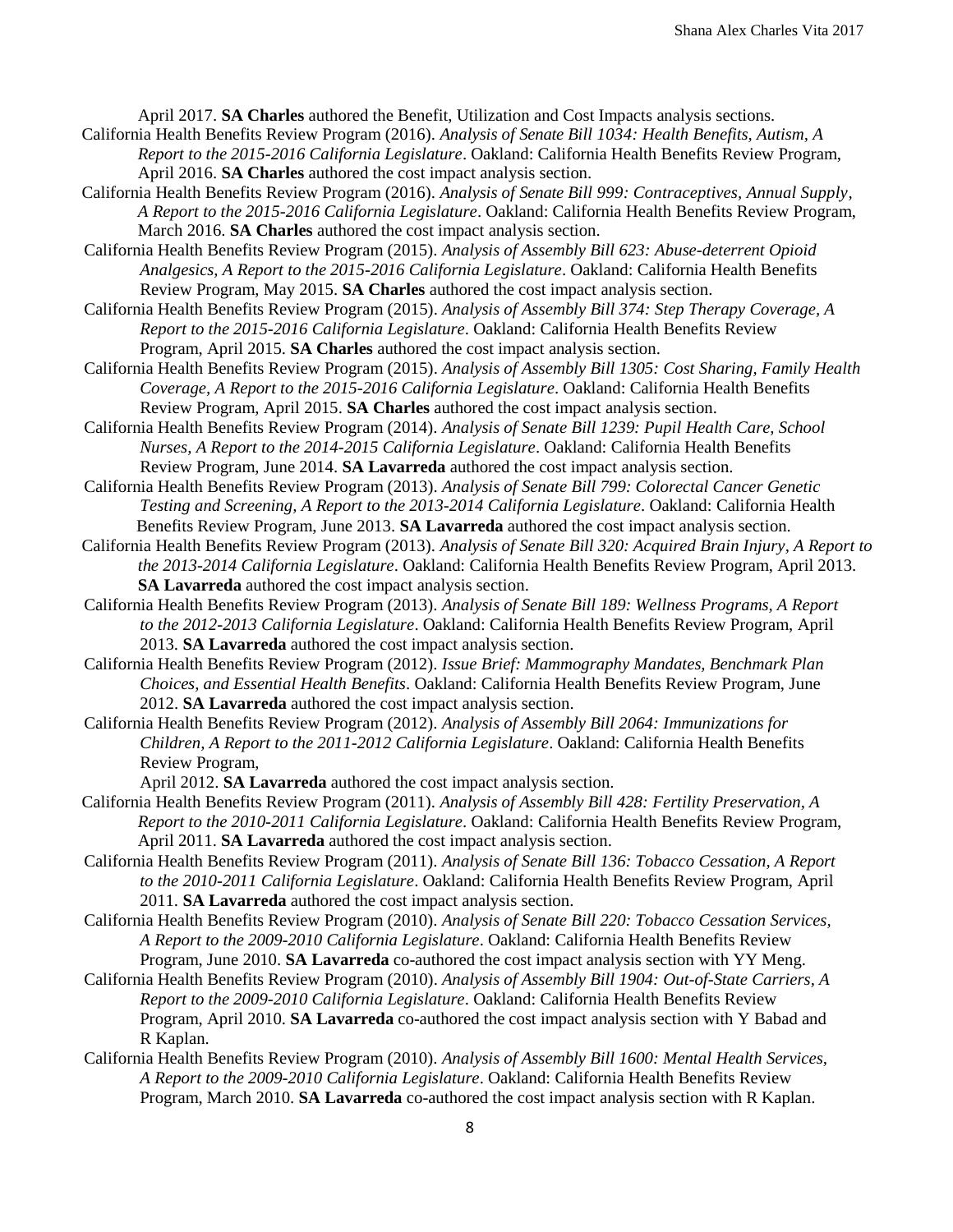April 2017. **SA Charles** authored the Benefit, Utilization and Cost Impacts analysis sections.

California Health Benefits Review Program (2016). *Analysis of Senate Bill 1034: Health Benefits, Autism, A Report to the 2015-2016 California Legislature*. Oakland: California Health Benefits Review Program, April 2016. **SA Charles** authored the cost impact analysis section.

California Health Benefits Review Program (2016). *Analysis of Senate Bill 999: Contraceptives, Annual Supply, A Report to the 2015-2016 California Legislature*. Oakland: California Health Benefits Review Program, March 2016. **SA Charles** authored the cost impact analysis section.

California Health Benefits Review Program (2015). *Analysis of Assembly Bill 623: Abuse-deterrent Opioid Analgesics, A Report to the 2015-2016 California Legislature*. Oakland: California Health Benefits Review Program, May 2015. **SA Charles** authored the cost impact analysis section.

California Health Benefits Review Program (2015). *Analysis of Assembly Bill 374: Step Therapy Coverage, A Report to the 2015-2016 California Legislature*. Oakland: California Health Benefits Review Program, April 2015. **SA Charles** authored the cost impact analysis section.

California Health Benefits Review Program (2015). *Analysis of Assembly Bill 1305: Cost Sharing, Family Health Coverage, A Report to the 2015-2016 California Legislature*. Oakland: California Health Benefits Review Program, April 2015. **SA Charles** authored the cost impact analysis section.

California Health Benefits Review Program (2014). *Analysis of Senate Bill 1239: Pupil Health Care, School Nurses, A Report to the 2014-2015 California Legislature*. Oakland: California Health Benefits Review Program, June 2014. **SA Lavarreda** authored the cost impact analysis section.

California Health Benefits Review Program (2013). *Analysis of Senate Bill 799: Colorectal Cancer Genetic Testing and Screening, A Report to the 2013-2014 California Legislature*. Oakland: California Health Benefits Review Program, June 2013. **SA Lavarreda** authored the cost impact analysis section.

California Health Benefits Review Program (2013). *Analysis of Senate Bill 320: Acquired Brain Injury, A Report to the 2013-2014 California Legislature*. Oakland: California Health Benefits Review Program, April 2013. **SA Lavarreda** authored the cost impact analysis section.

California Health Benefits Review Program (2013). *Analysis of Senate Bill 189: Wellness Programs, A Report to the 2012-2013 California Legislature*. Oakland: California Health Benefits Review Program, April 2013. **SA Lavarreda** authored the cost impact analysis section.

California Health Benefits Review Program (2012). *Issue Brief: Mammography Mandates, Benchmark Plan Choices, and Essential Health Benefits*. Oakland: California Health Benefits Review Program, June 2012. **SA Lavarreda** authored the cost impact analysis section.

California Health Benefits Review Program (2012). *Analysis of Assembly Bill 2064: Immunizations for Children, A Report to the 2011-2012 California Legislature*. Oakland: California Health Benefits Review Program,
April 2012. **SA Lavarreda** authored the cost impact analysis section.

California Health Benefits Review Program (2011). *Analysis of Assembly Bill 428: Fertility Preservation, A Report to the 2010-2011 California Legislature*. Oakland: California Health Benefits Review Program, April 2011. **SA Lavarreda** authored the cost impact analysis section.

California Health Benefits Review Program (2011). *Analysis of Senate Bill 136: Tobacco Cessation, A Report to the 2010-2011 California Legislature*. Oakland: California Health Benefits Review Program, April 2011. **SA Lavarreda** authored the cost impact analysis section.

California Health Benefits Review Program (2010). *Analysis of Senate Bill 220: Tobacco Cessation Services, A Report to the 2009-2010 California Legislature*. Oakland: California Health Benefits Review Program, June 2010. **SA Lavarreda** co-authored the cost impact analysis section with YY Meng.

California Health Benefits Review Program (2010). *Analysis of Assembly Bill 1904: Out-of-State Carriers, A Report to the 2009-2010 California Legislature*. Oakland: California Health Benefits Review Program, April 2010. **SA Lavarreda** co-authored the cost impact analysis section with Y Babad and R Kaplan.

California Health Benefits Review Program (2010). *Analysis of Assembly Bill 1600: Mental Health Services, A Report to the 2009-2010 California Legislature*. Oakland: California Health Benefits Review Program, March 2010. **SA Lavarreda** co-authored the cost impact analysis section with R Kaplan.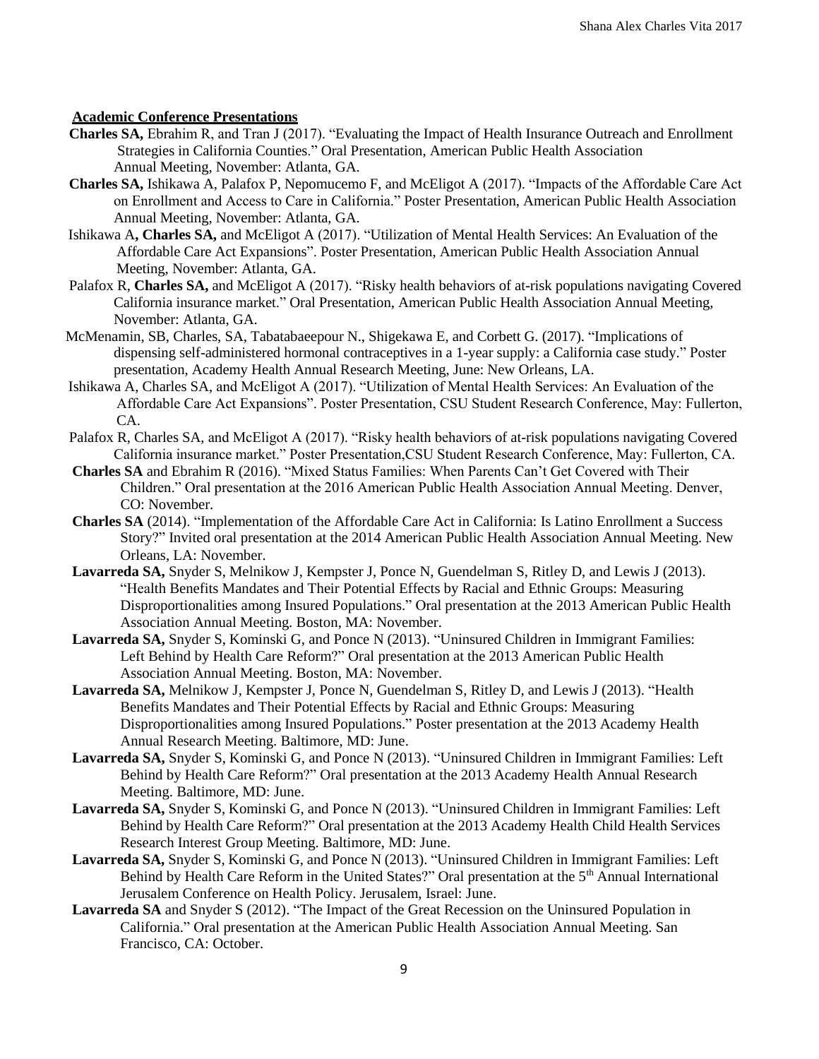**Academic Conference Presentations**

**Charles SA,** Ebrahim R, and Tran J (2017). "Evaluating the Impact of Health Insurance Outreach and Enrollment Strategies in California Counties." Oral Presentation, American Public Health Association Annual Meeting, November: Atlanta, GA.

**Charles SA,** Ishikawa A, Palafox P, Nepomucemo F, and McEligot A (2017). "Impacts of the Affordable Care Act on Enrollment and Access to Care in California." Poster Presentation, American Public Health Association Annual Meeting, November: Atlanta, GA.

Ishikawa A**, Charles SA,** and McEligot A (2017). "Utilization of Mental Health Services: An Evaluation of the Affordable Care Act Expansions". Poster Presentation, American Public Health Association Annual Meeting, November: Atlanta, GA.

Palafox R, **Charles SA,** and McEligot A (2017). "Risky health behaviors of at-risk populations navigating Covered California insurance market." Oral Presentation, American Public Health Association Annual Meeting, November: Atlanta, GA.

McMenamin, SB, Charles, SA, Tabatabaeepour N., Shigekawa E, and Corbett G. (2017). "Implications of dispensing self-administered hormonal contraceptives in a 1-year supply: a California case study." Poster presentation, Academy Health Annual Research Meeting, June: New Orleans, LA.

Ishikawa A, Charles SA, and McEligot A (2017). "Utilization of Mental Health Services: An Evaluation of the Affordable Care Act Expansions". Poster Presentation, CSU Student Research Conference, May: Fullerton, CA.

Palafox R, Charles SA, and McEligot A (2017). "Risky health behaviors of at-risk populations navigating Covered California insurance market." Poster Presentation,CSU Student Research Conference, May: Fullerton, CA.

**Charles SA** and Ebrahim R (2016). "Mixed Status Families: When Parents Can't Get Covered with Their Children." Oral presentation at the 2016 American Public Health Association Annual Meeting. Denver, CO: November.

**Charles SA** (2014). "Implementation of the Affordable Care Act in California: Is Latino Enrollment a Success Story?" Invited oral presentation at the 2014 American Public Health Association Annual Meeting. New Orleans, LA: November.

**Lavarreda SA,** Snyder S, Melnikow J, Kempster J, Ponce N, Guendelman S, Ritley D, and Lewis J (2013). "Health Benefits Mandates and Their Potential Effects by Racial and Ethnic Groups: Measuring Disproportionalities among Insured Populations." Oral presentation at the 2013 American Public Health Association Annual Meeting. Boston, MA: November.

**Lavarreda SA,** Snyder S, Kominski G, and Ponce N (2013). "Uninsured Children in Immigrant Families: Left Behind by Health Care Reform?" Oral presentation at the 2013 American Public Health Association Annual Meeting. Boston, MA: November.

**Lavarreda SA,** Melnikow J, Kempster J, Ponce N, Guendelman S, Ritley D, and Lewis J (2013). "Health Benefits Mandates and Their Potential Effects by Racial and Ethnic Groups: Measuring Disproportionalities among Insured Populations." Poster presentation at the 2013 Academy Health Annual Research Meeting. Baltimore, MD: June.

**Lavarreda SA,** Snyder S, Kominski G, and Ponce N (2013). "Uninsured Children in Immigrant Families: Left Behind by Health Care Reform?" Oral presentation at the 2013 Academy Health Annual Research Meeting. Baltimore, MD: June.

**Lavarreda SA,** Snyder S, Kominski G, and Ponce N (2013). "Uninsured Children in Immigrant Families: Left Behind by Health Care Reform?" Oral presentation at the 2013 Academy Health Child Health Services Research Interest Group Meeting. Baltimore, MD: June.

**Lavarreda SA,** Snyder S, Kominski G, and Ponce N (2013). "Uninsured Children in Immigrant Families: Left Behind by Health Care Reform in the United States?" Oral presentation at the 5th Annual International Jerusalem Conference on Health Policy. Jerusalem, Israel: June.

**Lavarreda SA** and Snyder S (2012). "The Impact of the Great Recession on the Uninsured Population in California." Oral presentation at the American Public Health Association Annual Meeting. San Francisco, CA: October.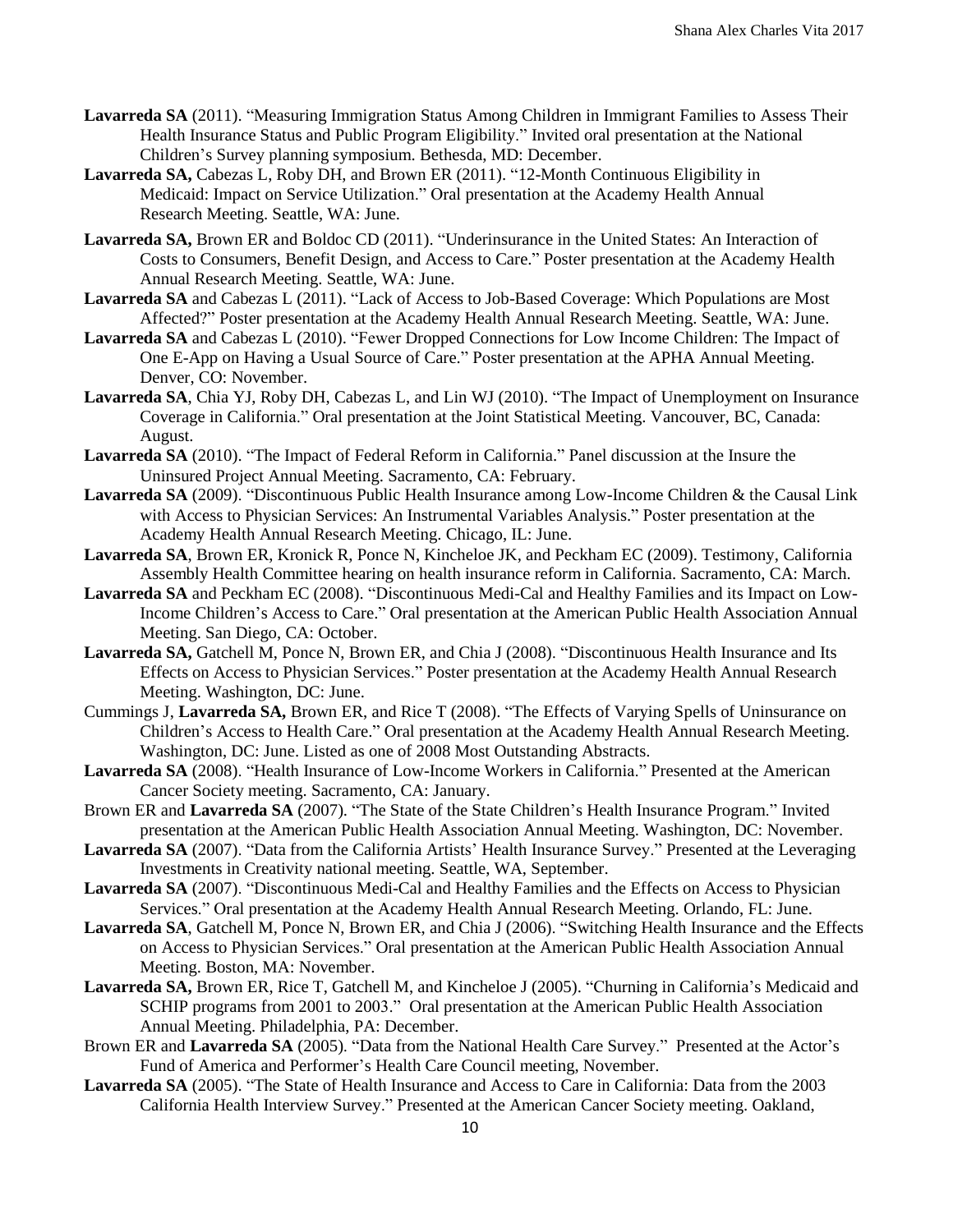**Lavarreda SA** (2011). "Measuring Immigration Status Among Children in Immigrant Families to Assess Their Health Insurance Status and Public Program Eligibility." Invited oral presentation at the National Children's Survey planning symposium. Bethesda, MD: December.

**Lavarreda SA,** Cabezas L, Roby DH, and Brown ER (2011). "12-Month Continuous Eligibility in Medicaid: Impact on Service Utilization." Oral presentation at the Academy Health Annual Research Meeting. Seattle, WA: June.

**Lavarreda SA,** Brown ER and Boldoc CD (2011). "Underinsurance in the United States: An Interaction of Costs to Consumers, Benefit Design, and Access to Care." Poster presentation at the Academy Health Annual Research Meeting. Seattle, WA: June.

**Lavarreda SA** and Cabezas L (2011). "Lack of Access to Job-Based Coverage: Which Populations are Most Affected?" Poster presentation at the Academy Health Annual Research Meeting. Seattle, WA: June.

**Lavarreda SA** and Cabezas L (2010). "Fewer Dropped Connections for Low Income Children: The Impact of One E-App on Having a Usual Source of Care." Poster presentation at the APHA Annual Meeting. Denver, CO: November.

**Lavarreda SA**, Chia YJ, Roby DH, Cabezas L, and Lin WJ (2010). "The Impact of Unemployment on Insurance Coverage in California." Oral presentation at the Joint Statistical Meeting. Vancouver, BC, Canada: August.

**Lavarreda SA** (2010). "The Impact of Federal Reform in California." Panel discussion at the Insure the Uninsured Project Annual Meeting. Sacramento, CA: February.

**Lavarreda SA** (2009). "Discontinuous Public Health Insurance among Low-Income Children & the Causal Link with Access to Physician Services: An Instrumental Variables Analysis." Poster presentation at the Academy Health Annual Research Meeting. Chicago, IL: June.

**Lavarreda SA**, Brown ER, Kronick R, Ponce N, Kincheloe JK, and Peckham EC (2009). Testimony, California Assembly Health Committee hearing on health insurance reform in California. Sacramento, CA: March.

**Lavarreda SA** and Peckham EC (2008). "Discontinuous Medi-Cal and Healthy Families and its Impact on Low-Income Children's Access to Care." Oral presentation at the American Public Health Association Annual Meeting. San Diego, CA: October.

**Lavarreda SA,** Gatchell M, Ponce N, Brown ER, and Chia J (2008). "Discontinuous Health Insurance and Its Effects on Access to Physician Services." Poster presentation at the Academy Health Annual Research Meeting. Washington, DC: June.

Cummings J, **Lavarreda SA,** Brown ER, and Rice T (2008). "The Effects of Varying Spells of Uninsurance on Children's Access to Health Care." Oral presentation at the Academy Health Annual Research Meeting. Washington, DC: June. Listed as one of 2008 Most Outstanding Abstracts.

**Lavarreda SA** (2008). "Health Insurance of Low-Income Workers in California." Presented at the American Cancer Society meeting. Sacramento, CA: January.

Brown ER and **Lavarreda SA** (2007). "The State of the State Children's Health Insurance Program." Invited presentation at the American Public Health Association Annual Meeting. Washington, DC: November.

**Lavarreda SA** (2007). "Data from the California Artists' Health Insurance Survey." Presented at the Leveraging Investments in Creativity national meeting. Seattle, WA, September.

**Lavarreda SA** (2007). "Discontinuous Medi-Cal and Healthy Families and the Effects on Access to Physician Services." Oral presentation at the Academy Health Annual Research Meeting. Orlando, FL: June.

**Lavarreda SA**, Gatchell M, Ponce N, Brown ER, and Chia J (2006). "Switching Health Insurance and the Effects on Access to Physician Services." Oral presentation at the American Public Health Association Annual Meeting. Boston, MA: November.

**Lavarreda SA,** Brown ER, Rice T, Gatchell M, and Kincheloe J (2005). "Churning in California's Medicaid and SCHIP programs from 2001 to 2003." Oral presentation at the American Public Health Association Annual Meeting. Philadelphia, PA: December.

Brown ER and **Lavarreda SA** (2005). "Data from the National Health Care Survey." Presented at the Actor's Fund of America and Performer's Health Care Council meeting, November.

**Lavarreda SA** (2005). "The State of Health Insurance and Access to Care in California: Data from the 2003 California Health Interview Survey." Presented at the American Cancer Society meeting. Oakland,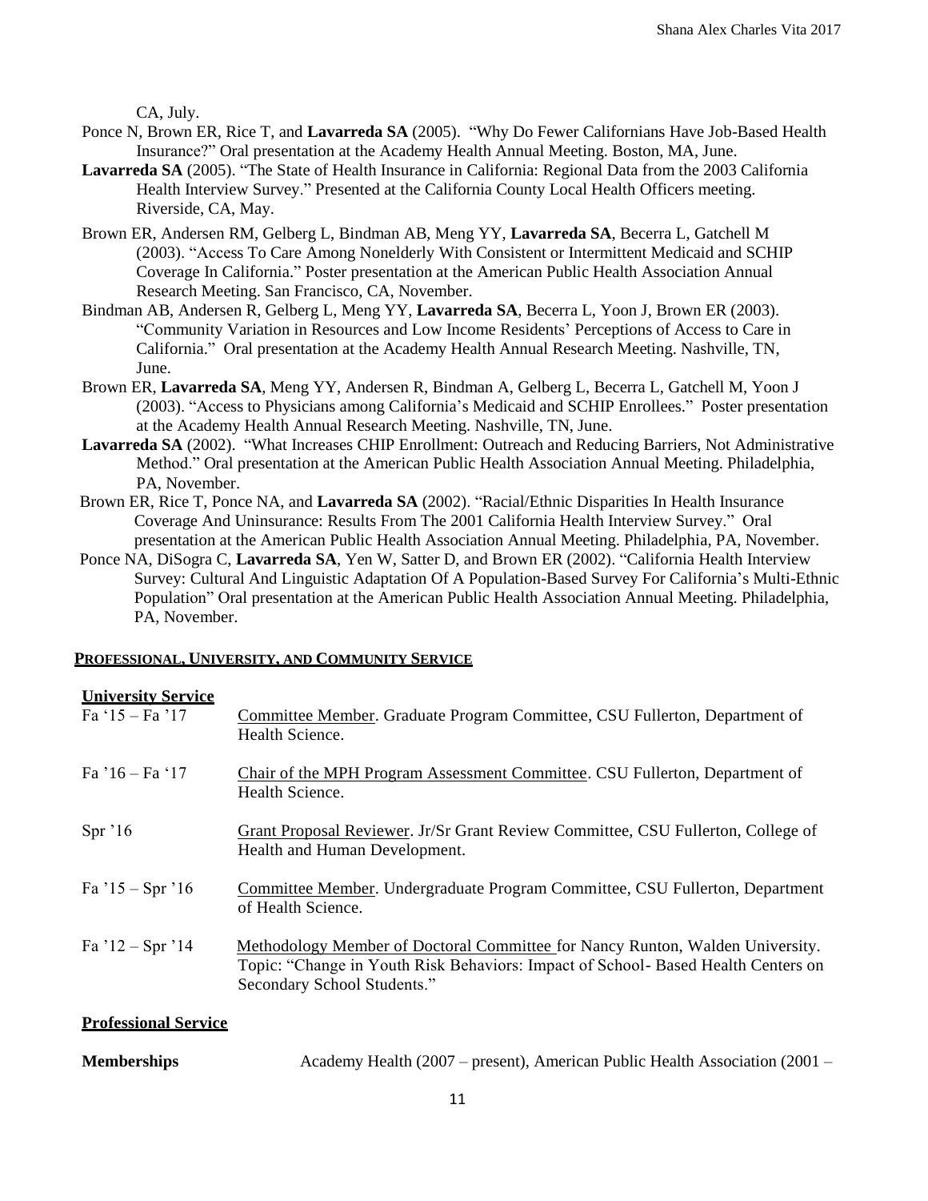CA, July.

Ponce N, Brown ER, Rice T, and **Lavarreda SA** (2005). "Why Do Fewer Californians Have Job-Based Health Insurance?" Oral presentation at the Academy Health Annual Meeting. Boston, MA, June.

**Lavarreda SA** (2005). "The State of Health Insurance in California: Regional Data from the 2003 California Health Interview Survey." Presented at the California County Local Health Officers meeting. Riverside, CA, May.

Brown ER, Andersen RM, Gelberg L, Bindman AB, Meng YY, **Lavarreda SA**, Becerra L, Gatchell M (2003). "Access To Care Among Nonelderly With Consistent or Intermittent Medicaid and SCHIP Coverage In California." Poster presentation at the American Public Health Association Annual Research Meeting. San Francisco, CA, November.

Bindman AB, Andersen R, Gelberg L, Meng YY, **Lavarreda SA**, Becerra L, Yoon J, Brown ER (2003). "Community Variation in Resources and Low Income Residents' Perceptions of Access to Care in California." Oral presentation at the Academy Health Annual Research Meeting. Nashville, TN, June.

Brown ER, **Lavarreda SA**, Meng YY, Andersen R, Bindman A, Gelberg L, Becerra L, Gatchell M, Yoon J (2003). "Access to Physicians among California's Medicaid and SCHIP Enrollees." Poster presentation at the Academy Health Annual Research Meeting. Nashville, TN, June.

**Lavarreda SA** (2002). "What Increases CHIP Enrollment: Outreach and Reducing Barriers, Not Administrative Method." Oral presentation at the American Public Health Association Annual Meeting. Philadelphia, PA, November.

Brown ER, Rice T, Ponce NA, and **Lavarreda SA** (2002). "Racial/Ethnic Disparities In Health Insurance Coverage And Uninsurance: Results From The 2001 California Health Interview Survey." Oral presentation at the American Public Health Association Annual Meeting. Philadelphia, PA, November.

Ponce NA, DiSogra C, **Lavarreda SA**, Yen W, Satter D, and Brown ER (2002). "California Health Interview Survey: Cultural And Linguistic Adaptation Of A Population-Based Survey For California's Multi-Ethnic Population" Oral presentation at the American Public Health Association Annual Meeting. Philadelphia, PA, November.

## PROFESSIONAL, UNIVERSITY, AND COMMUNITY SERVICE

### University Service

| | |
|---|---|
| Fa '15 – Fa '17 | Committee Member. Graduate Program Committee, CSU Fullerton, Department of Health Science. |
| Fa '16 – Fa '17 | Chair of the MPH Program Assessment Committee. CSU Fullerton, Department of Health Science. |
| Spr '16 | Grant Proposal Reviewer. Jr/Sr Grant Review Committee, CSU Fullerton, College of Health and Human Development. |
| Fa '15 – Spr '16 | Committee Member. Undergraduate Program Committee, CSU Fullerton, Department of Health Science. |
| Fa '12 – Spr '14 | Methodology Member of Doctoral Committee for Nancy Runton, Walden University. Topic: "Change in Youth Risk Behaviors: Impact of School- Based Health Centers on Secondary School Students." |

### Professional Service

**Memberships** Academy Health (2007 – present), American Public Health Association (2001 –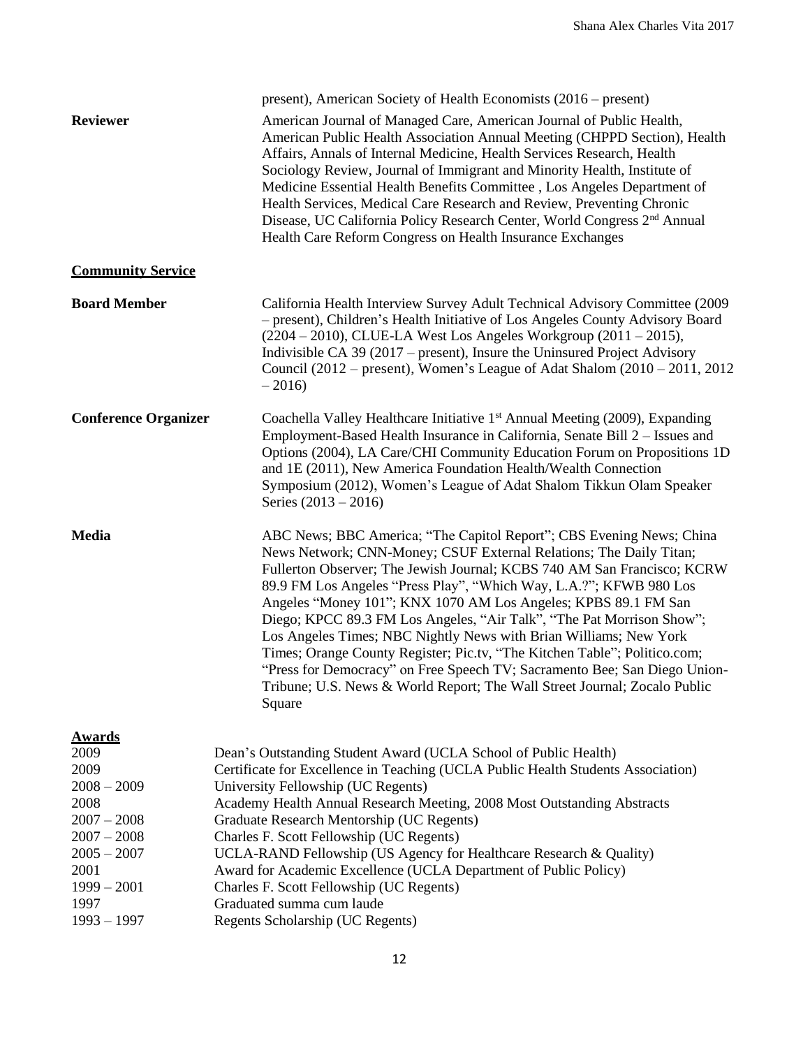present), American Society of Health Economists (2016 – present)

**Reviewer** American Journal of Managed Care, American Journal of Public Health, American Public Health Association Annual Meeting (CHPPD Section), Health Affairs, Annals of Internal Medicine, Health Services Research, Health Sociology Review, Journal of Immigrant and Minority Health, Institute of Medicine Essential Health Benefits Committee , Los Angeles Department of Health Services, Medical Care Research and Review, Preventing Chronic Disease, UC California Policy Research Center, World Congress 2nd Annual Health Care Reform Congress on Health Insurance Exchanges

## Community Service

**Board Member** California Health Interview Survey Adult Technical Advisory Committee (2009 – present), Children's Health Initiative of Los Angeles County Advisory Board (2204 – 2010), CLUE-LA West Los Angeles Workgroup (2011 – 2015), Indivisible CA 39 (2017 – present), Insure the Uninsured Project Advisory Council (2012 – present), Women's League of Adat Shalom (2010 – 2011, 2012 – 2016)

**Conference Organizer** Coachella Valley Healthcare Initiative 1st Annual Meeting (2009), Expanding Employment-Based Health Insurance in California, Senate Bill 2 – Issues and Options (2004), LA Care/CHI Community Education Forum on Propositions 1D and 1E (2011), New America Foundation Health/Wealth Connection Symposium (2012), Women's League of Adat Shalom Tikkun Olam Speaker Series (2013 – 2016)

**Media** ABC News; BBC America; "The Capitol Report"; CBS Evening News; China News Network; CNN-Money; CSUF External Relations; The Daily Titan; Fullerton Observer; The Jewish Journal; KCBS 740 AM San Francisco; KCRW 89.9 FM Los Angeles "Press Play", "Which Way, L.A.?"; KFWB 980 Los Angeles "Money 101"; KNX 1070 AM Los Angeles; KPBS 89.1 FM San Diego; KPCC 89.3 FM Los Angeles, "Air Talk", "The Pat Morrison Show"; Los Angeles Times; NBC Nightly News with Brian Williams; New York Times; Orange County Register; Pic.tv, "The Kitchen Table"; Politico.com; "Press for Democracy" on Free Speech TV; Sacramento Bee; San Diego Union-Tribune; U.S. News & World Report; The Wall Street Journal; Zocalo Public Square

## Awards

| | |
|---|---|
| 2009 | Dean's Outstanding Student Award (UCLA School of Public Health) |
| 2009 | Certificate for Excellence in Teaching (UCLA Public Health Students Association) |
| 2008 – 2009 | University Fellowship (UC Regents) |
| 2008 | Academy Health Annual Research Meeting, 2008 Most Outstanding Abstracts |
| 2007 – 2008 | Graduate Research Mentorship (UC Regents) |
| 2007 – 2008 | Charles F. Scott Fellowship (UC Regents) |
| 2005 – 2007 | UCLA-RAND Fellowship (US Agency for Healthcare Research & Quality) |
| 2001 | Award for Academic Excellence (UCLA Department of Public Policy) |
| 1999 – 2001 | Charles F. Scott Fellowship (UC Regents) |
| 1997 | Graduated summa cum laude |
| 1993 – 1997 | Regents Scholarship (UC Regents) |